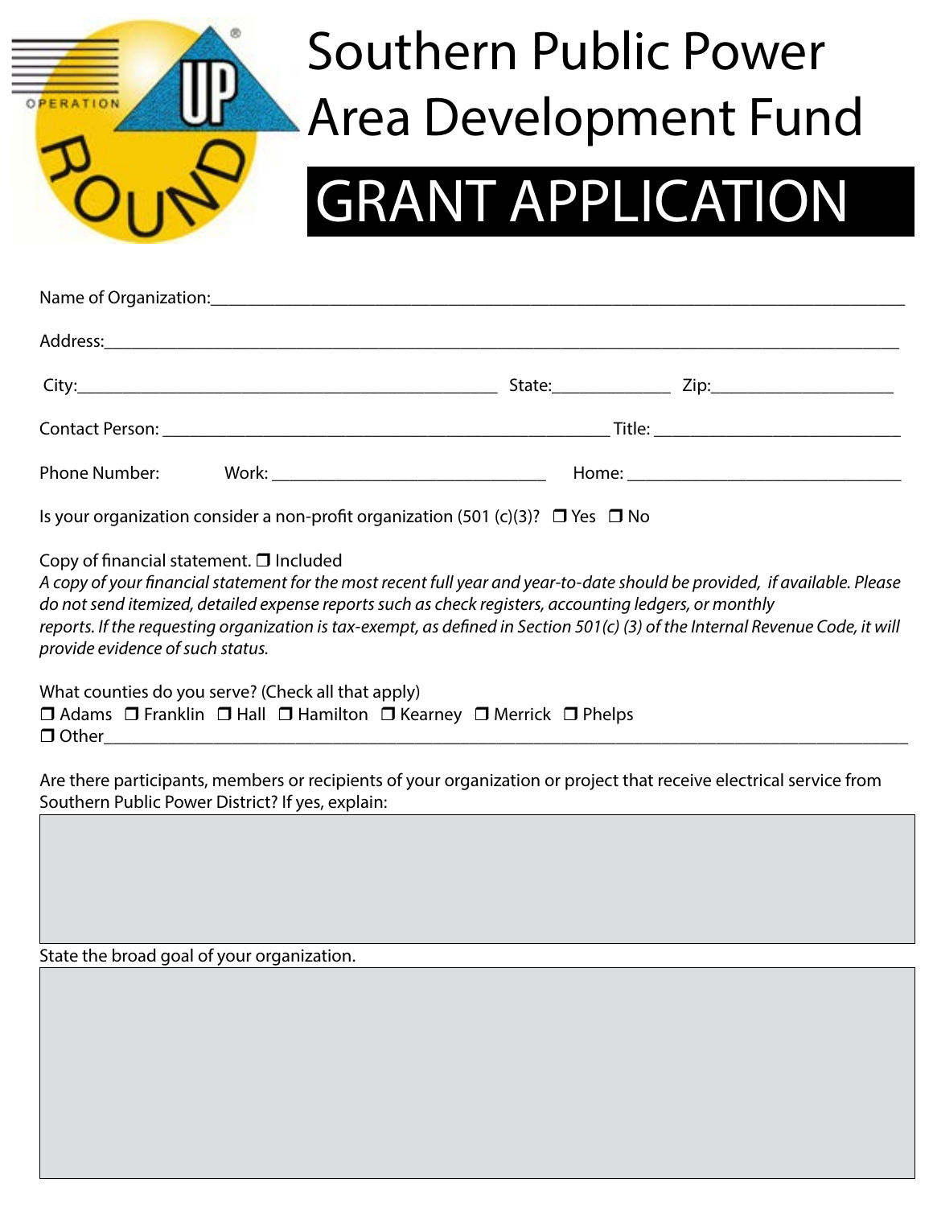# Southern Public Power Area Development Fund

## GRANT APPLICATION

Name of Organization:______________________________________________________________

Address:__________________________________________________________________________

City:____________________________________ State:____________ Zip:_________________

Contact Person: _________________________________________ Title: ______________________

Phone Number: Work: __________________________ Home: ___________________________

Is your organization consider a non-profit organization (501 (c)(3)? ❒ Yes ❒ No

Copy of financial statement. ❒ Included

*A copy of your financial statement for the most recent full year and year-to-date should be provided, if available. Please do not send itemized, detailed expense reports such as check registers, accounting ledgers, or monthly reports. If the requesting organization is tax-exempt, as defined in Section 501(c) (3) of the Internal Revenue Code, it will provide evidence of such status.*

What counties do you serve? (Check all that apply)

❒ Adams ❒ Franklin ❒ Hall ❒ Hamilton ❒ Kearney ❒ Merrick ❒ Phelps

❒ Other___________________________________________________________________________

Are there participants, members or recipients of your organization or project that receive electrical service from Southern Public Power District? If yes, explain:

State the broad goal of your organization.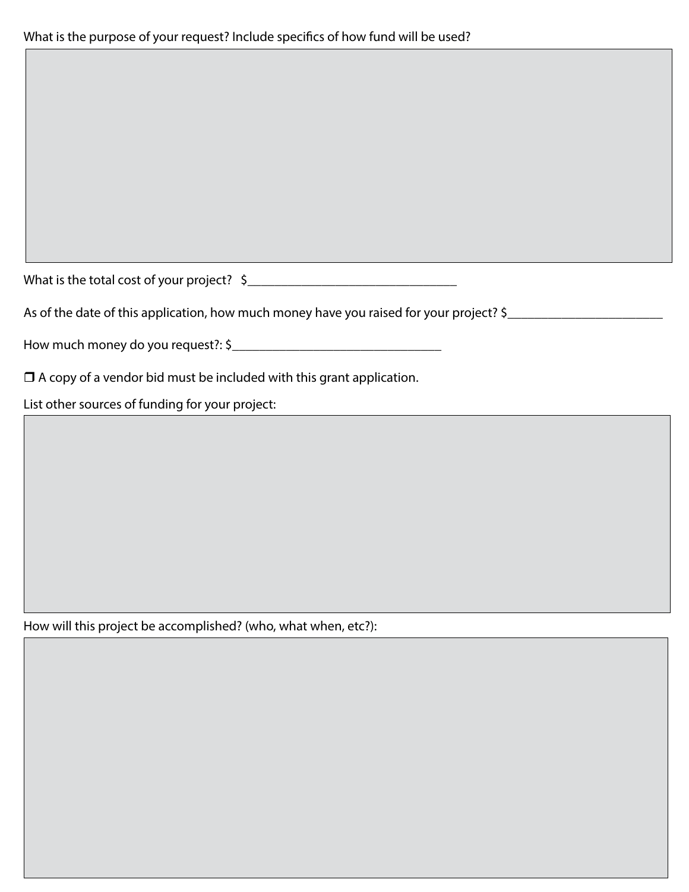What is the purpose of your request? Include specifics of how fund will be used?

What is the total cost of your project? $________________________________

As of the date of this application, how much money have you raised for your project? $________________________

How much money do you request?: $________________________________

❒ A copy of a vendor bid must be included with this grant application.

List other sources of funding for your project:

How will this project be accomplished? (who, what when, etc?):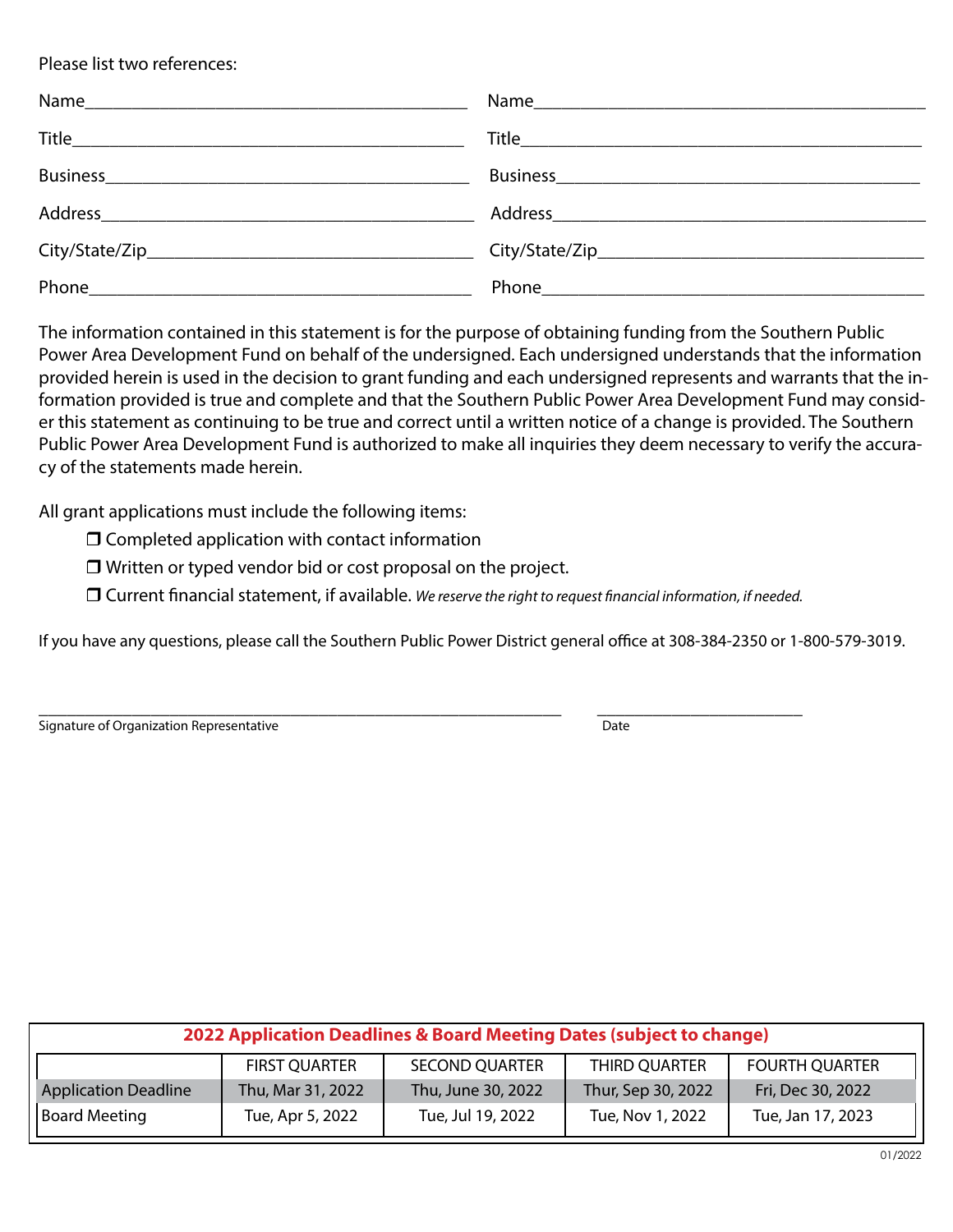Please list two references:

Name\_\_\_\_\_\_\_\_\_\_\_\_\_\_\_\_\_\_\_\_\_\_\_\_\_\_\_\_\_\_\_\_\_\_\_\_\_\_\_\_ Name\_\_\_\_\_\_\_\_\_\_\_\_\_\_\_\_\_\_\_\_\_\_\_\_\_\_\_\_\_\_\_\_\_\_\_\_\_\_\_\_

Title\_\_\_\_\_\_\_\_\_\_\_\_\_\_\_\_\_\_\_\_\_\_\_\_\_\_\_\_\_\_\_\_\_\_\_\_\_\_\_\_ Title\_\_\_\_\_\_\_\_\_\_\_\_\_\_\_\_\_\_\_\_\_\_\_\_\_\_\_\_\_\_\_\_\_\_\_\_\_\_\_\_

Business\_\_\_\_\_\_\_\_\_\_\_\_\_\_\_\_\_\_\_\_\_\_\_\_\_\_\_\_\_\_\_\_\_\_\_\_\_ Business\_\_\_\_\_\_\_\_\_\_\_\_\_\_\_\_\_\_\_\_\_\_\_\_\_\_\_\_\_\_\_\_\_\_\_\_\_

Address\_\_\_\_\_\_\_\_\_\_\_\_\_\_\_\_\_\_\_\_\_\_\_\_\_\_\_\_\_\_\_\_\_\_\_\_\_\_ Address\_\_\_\_\_\_\_\_\_\_\_\_\_\_\_\_\_\_\_\_\_\_\_\_\_\_\_\_\_\_\_\_\_\_\_\_\_\_

City/State/Zip\_\_\_\_\_\_\_\_\_\_\_\_\_\_\_\_\_\_\_\_\_\_\_\_\_\_\_\_\_\_\_\_\_ City/State/Zip\_\_\_\_\_\_\_\_\_\_\_\_\_\_\_\_\_\_\_\_\_\_\_\_\_\_\_\_\_\_\_\_\_

Phone\_\_\_\_\_\_\_\_\_\_\_\_\_\_\_\_\_\_\_\_\_\_\_\_\_\_\_\_\_\_\_\_\_\_\_\_\_\_\_ Phone\_\_\_\_\_\_\_\_\_\_\_\_\_\_\_\_\_\_\_\_\_\_\_\_\_\_\_\_\_\_\_\_\_\_\_\_\_\_\_

The information contained in this statement is for the purpose of obtaining funding from the Southern Public Power Area Development Fund on behalf of the undersigned. Each undersigned understands that the information provided herein is used in the decision to grant funding and each undersigned represents and warrants that the information provided is true and complete and that the Southern Public Power Area Development Fund may consider this statement as continuing to be true and correct until a written notice of a change is provided. The Southern Public Power Area Development Fund is authorized to make all inquiries they deem necessary to verify the accuracy of the statements made herein.

All grant applications must include the following items:

- ❒ Completed application with contact information
- ❒ Written or typed vendor bid or cost proposal on the project.
- ❒ Current financial statement, if available. *We reserve the right to request financial information, if needed.*

If you have any questions, please call the Southern Public Power District general office at 308-384-2350 or 1-800-579-3019.

\_\_\_\_\_\_\_\_\_\_\_\_\_\_\_\_\_\_\_\_\_\_\_\_\_\_\_\_\_\_\_\_\_\_\_\_\_\_\_\_\_\_\_\_\_\_\_\_ \_\_\_\_\_\_\_\_\_\_\_\_\_\_\_\_\_\_\_\_\_\_\_\_
Signature of Organization Representative Date

**2022 Application Deadlines & Board Meeting Dates (subject to change)**

| | FIRST QUARTER | SECOND QUARTER | THIRD QUARTER | FOURTH QUARTER |
|---|---|---|---|---|
| Application Deadline | Thu, Mar 31, 2022 | Thu, June 30, 2022 | Thur, Sep 30, 2022 | Fri, Dec 30, 2022 |
| Board Meeting | Tue, Apr 5, 2022 | Tue, Jul 19, 2022 | Tue, Nov 1, 2022 | Tue, Jan 17, 2023 |

01/2022